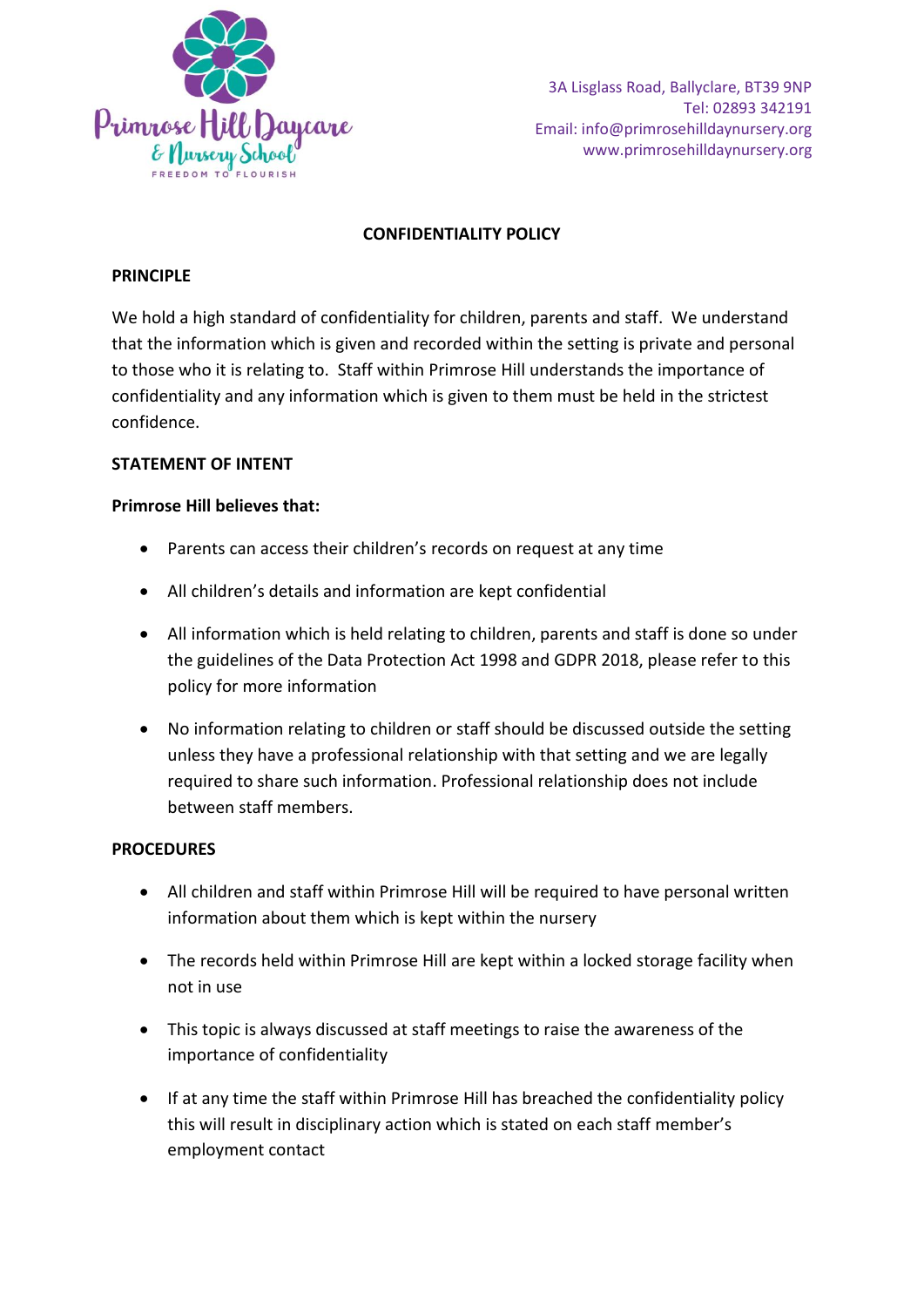Primrose Hill Daycare & Nursery School
FREEDOM TO FLOURISH

3A Lisglass Road, Ballyclare, BT39 9NP
Tel: 02893 342191
Email: info@primrosehilldaynursery.org
www.primrosehilldaynursery.org

# CONFIDENTIALITY POLICY

## PRINCIPLE

We hold a high standard of confidentiality for children, parents and staff. We understand that the information which is given and recorded within the setting is private and personal to those who it is relating to. Staff within Primrose Hill understands the importance of confidentiality and any information which is given to them must be held in the strictest confidence.

## STATEMENT OF INTENT

**Primrose Hill believes that:**

- Parents can access their children's records on request at any time
- All children's details and information are kept confidential
- All information which is held relating to children, parents and staff is done so under the guidelines of the Data Protection Act 1998 and GDPR 2018, please refer to this policy for more information
- No information relating to children or staff should be discussed outside the setting unless they have a professional relationship with that setting and we are legally required to share such information. Professional relationship does not include between staff members.

## PROCEDURES

- All children and staff within Primrose Hill will be required to have personal written information about them which is kept within the nursery
- The records held within Primrose Hill are kept within a locked storage facility when not in use
- This topic is always discussed at staff meetings to raise the awareness of the importance of confidentiality
- If at any time the staff within Primrose Hill has breached the confidentiality policy this will result in disciplinary action which is stated on each staff member's employment contact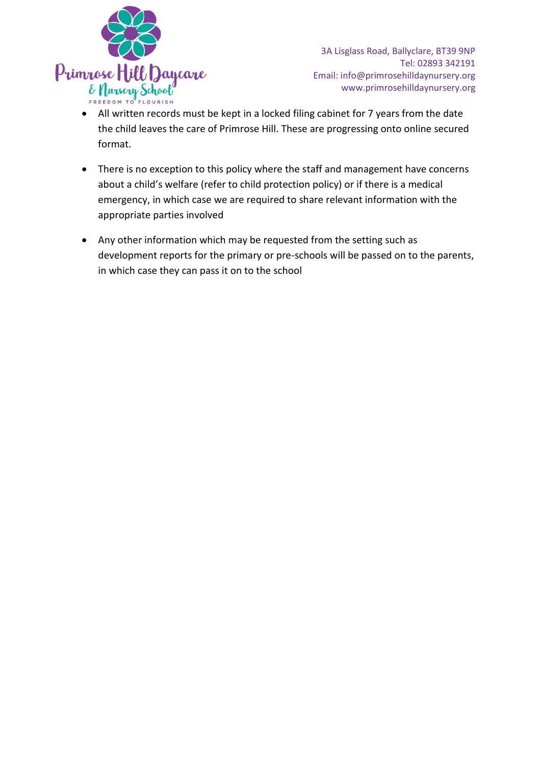- All written records must be kept in a locked filing cabinet for 7 years from the date the child leaves the care of Primrose Hill. These are progressing onto online secured format.
- There is no exception to this policy where the staff and management have concerns about a child's welfare (refer to child protection policy) or if there is a medical emergency, in which case we are required to share relevant information with the appropriate parties involved
- Any other information which may be requested from the setting such as development reports for the primary or pre-schools will be passed on to the parents, in which case they can pass it on to the school